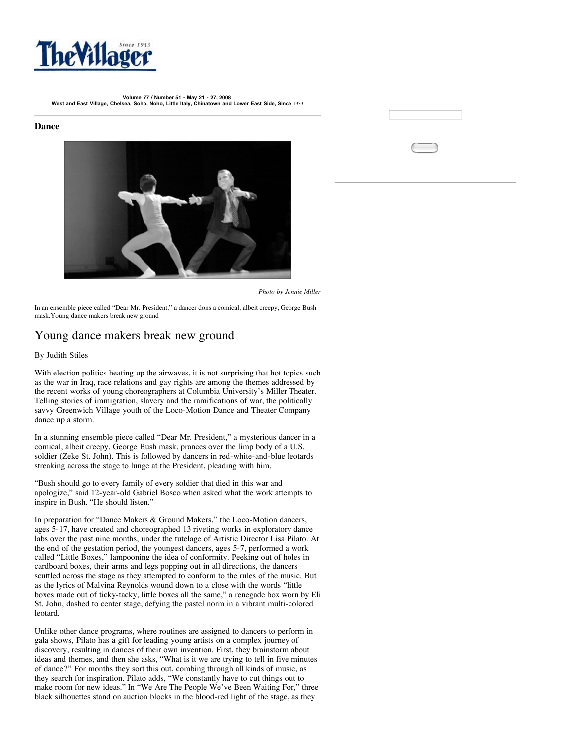# The Villager

Since 1933

**Volume 77 / Number 51 - May 21 - 27, 2008**
**West and East Village, Chelsea, Soho, Noho, Little Italy, Chinatown and Lower East Side, Since** 1933

### Dance

*Photo by Jennie Miller*

In an ensemble piece called "Dear Mr. President," a dancer dons a comical, albeit creepy, George Bush mask.Young dance makers break new ground

## Young dance makers break new ground

By Judith Stiles

With election politics heating up the airwaves, it is not surprising that hot topics such as the war in Iraq, race relations and gay rights are among the themes addressed by the recent works of young choreographers at Columbia University's Miller Theater. Telling stories of immigration, slavery and the ramifications of war, the politically savvy Greenwich Village youth of the Loco-Motion Dance and Theater Company dance up a storm.

In a stunning ensemble piece called "Dear Mr. President," a mysterious dancer in a comical, albeit creepy, George Bush mask, prances over the limp body of a U.S. soldier (Zeke St. John). This is followed by dancers in red-white-and-blue leotards streaking across the stage to lunge at the President, pleading with him.

"Bush should go to every family of every soldier that died in this war and apologize," said 12-year-old Gabriel Bosco when asked what the work attempts to inspire in Bush. "He should listen."

In preparation for "Dance Makers & Ground Makers," the Loco-Motion dancers, ages 5-17, have created and choreographed 13 riveting works in exploratory dance labs over the past nine months, under the tutelage of Artistic Director Lisa Pilato. At the end of the gestation period, the youngest dancers, ages 5-7, performed a work called "Little Boxes," lampooning the idea of conformity. Peeking out of holes in cardboard boxes, their arms and legs popping out in all directions, the dancers scuttled across the stage as they attempted to conform to the rules of the music. But as the lyrics of Malvina Reynolds wound down to a close with the words "little boxes made out of ticky-tacky, little boxes all the same," a renegade box worn by Eli St. John, dashed to center stage, defying the pastel norm in a vibrant multi-colored leotard.

Unlike other dance programs, where routines are assigned to dancers to perform in gala shows, Pilato has a gift for leading young artists on a complex journey of discovery, resulting in dances of their own invention. First, they brainstorm about ideas and themes, and then she asks, "What is it we are trying to tell in five minutes of dance?" For months they sort this out, combing through all kinds of music, as they search for inspiration. Pilato adds, "We constantly have to cut things out to make room for new ideas." In "We Are The People We've Been Waiting For," three black silhouettes stand on auction blocks in the blood-red light of the stage, as they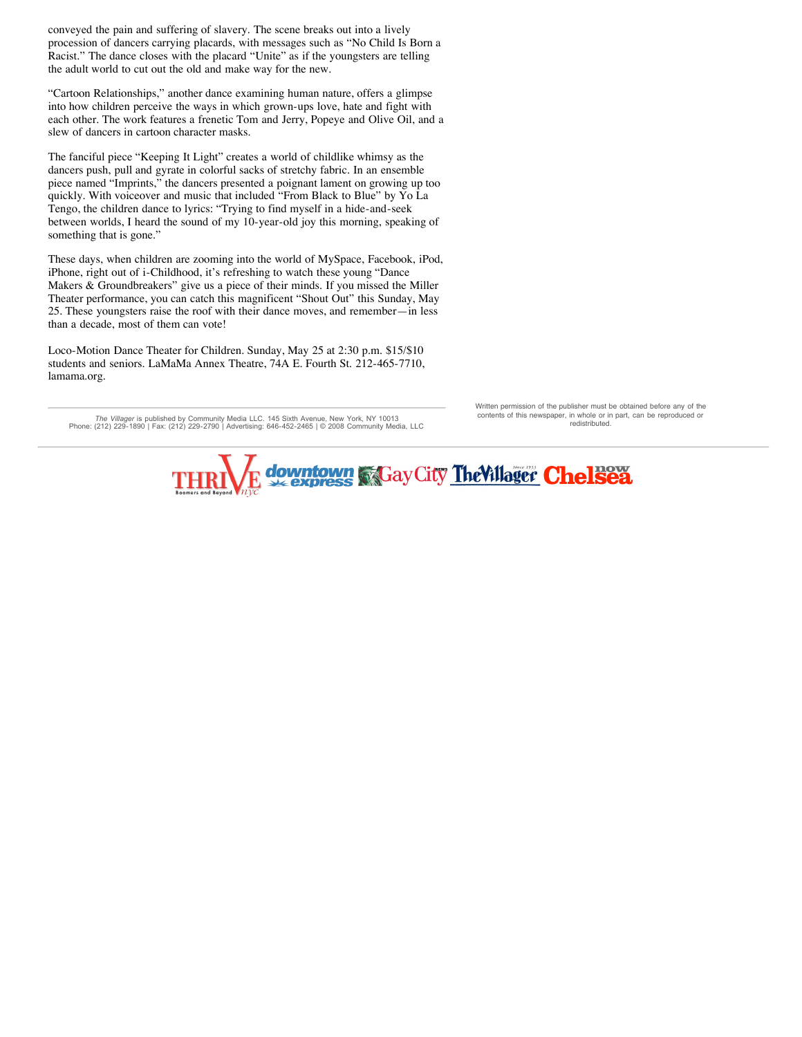conveyed the pain and suffering of slavery. The scene breaks out into a lively procession of dancers carrying placards, with messages such as "No Child Is Born a Racist." The dance closes with the placard "Unite" as if the youngsters are telling the adult world to cut out the old and make way for the new.

"Cartoon Relationships," another dance examining human nature, offers a glimpse into how children perceive the ways in which grown-ups love, hate and fight with each other. The work features a frenetic Tom and Jerry, Popeye and Olive Oil, and a slew of dancers in cartoon character masks.

The fanciful piece "Keeping It Light" creates a world of childlike whimsy as the dancers push, pull and gyrate in colorful sacks of stretchy fabric. In an ensemble piece named "Imprints," the dancers presented a poignant lament on growing up too quickly. With voiceover and music that included "From Black to Blue" by Yo La Tengo, the children dance to lyrics: "Trying to find myself in a hide-and-seek between worlds, I heard the sound of my 10-year-old joy this morning, speaking of something that is gone."

These days, when children are zooming into the world of MySpace, Facebook, iPod, iPhone, right out of i-Childhood, it's refreshing to watch these young "Dance Makers & Groundbreakers" give us a piece of their minds. If you missed the Miller Theater performance, you can catch this magnificent "Shout Out" this Sunday, May 25. These youngsters raise the roof with their dance moves, and remember—in less than a decade, most of them can vote!

Loco-Motion Dance Theater for Children. Sunday, May 25 at 2:30 p.m. $15/$10 students and seniors. LaMaMa Annex Theatre, 74A E. Fourth St. 212-465-7710, lamama.org.

*The Villager* is published by Community Media LLC. 145 Sixth Avenue, New York, NY 10013
Phone: (212) 229-1890 | Fax: (212) 229-2790 | Advertising: 646-452-2465 | © 2008 Community Media, LLC

Written permission of the publisher must be obtained before any of the contents of this newspaper, in whole or in part, can be reproduced or redistributed.

THRIVE nyc Boomers and Beyond | downtown express | Gay City News | The Villager | Chelsea now